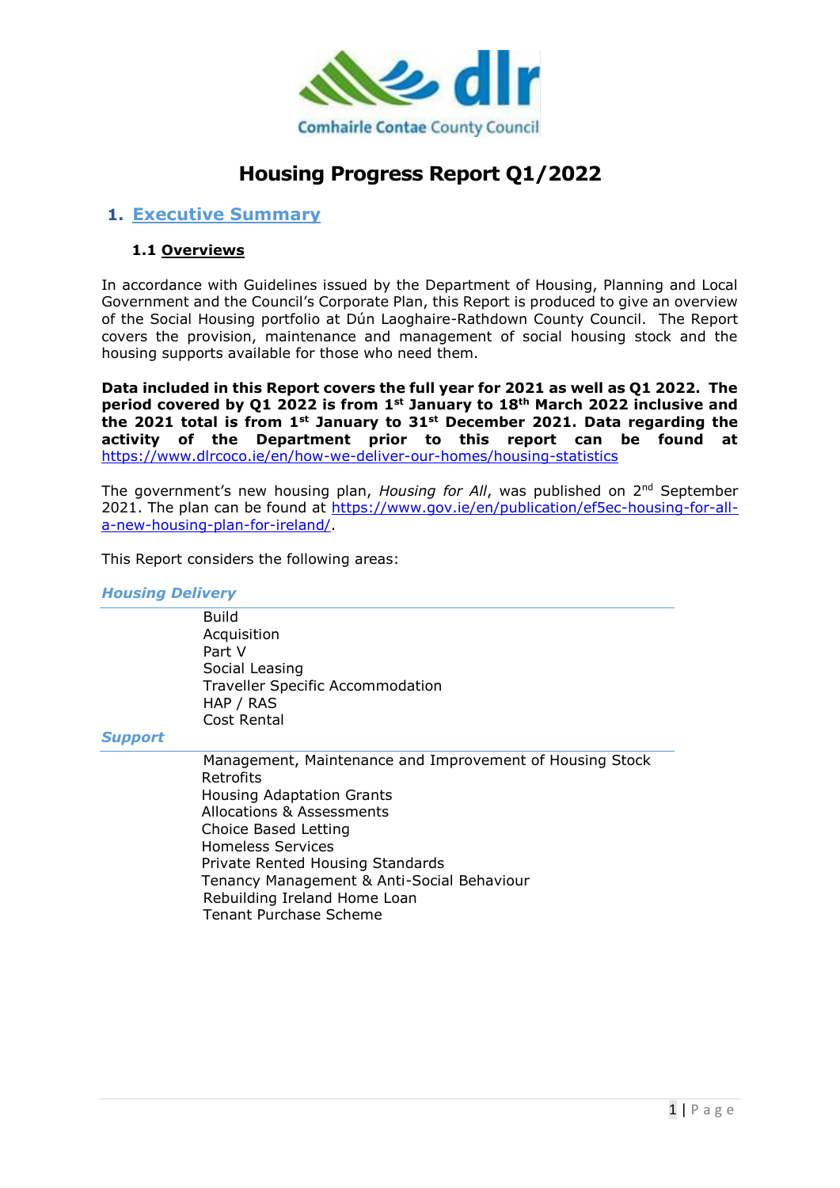# Housing Progress Report Q1/2022

## 1. Executive Summary

### 1.1 Overviews

In accordance with Guidelines issued by the Department of Housing, Planning and Local Government and the Council's Corporate Plan, this Report is produced to give an overview of the Social Housing portfolio at Dún Laoghaire-Rathdown County Council. The Report covers the provision, maintenance and management of social housing stock and the housing supports available for those who need them.

**Data included in this Report covers the full year for 2021 as well as Q1 2022. The period covered by Q1 2022 is from 1st January to 18th March 2022 inclusive and the 2021 total is from 1st January to 31st December 2021. Data regarding the activity of the Department prior to this report can be found at** https://www.dlrcoco.ie/en/how-we-deliver-our-homes/housing-statistics

The government's new housing plan, *Housing for All*, was published on 2nd September 2021. The plan can be found at https://www.gov.ie/en/publication/ef5ec-housing-for-all-a-new-housing-plan-for-ireland/.

This Report considers the following areas:

***Housing Delivery***

- Build
- Acquisition
- Part V
- Social Leasing
- Traveller Specific Accommodation
- HAP / RAS
- Cost Rental

***Support***

- Management, Maintenance and Improvement of Housing Stock
- Retrofits
- Housing Adaptation Grants
- Allocations & Assessments
- Choice Based Letting
- Homeless Services
- Private Rented Housing Standards
- Tenancy Management & Anti-Social Behaviour
- Rebuilding Ireland Home Loan
- Tenant Purchase Scheme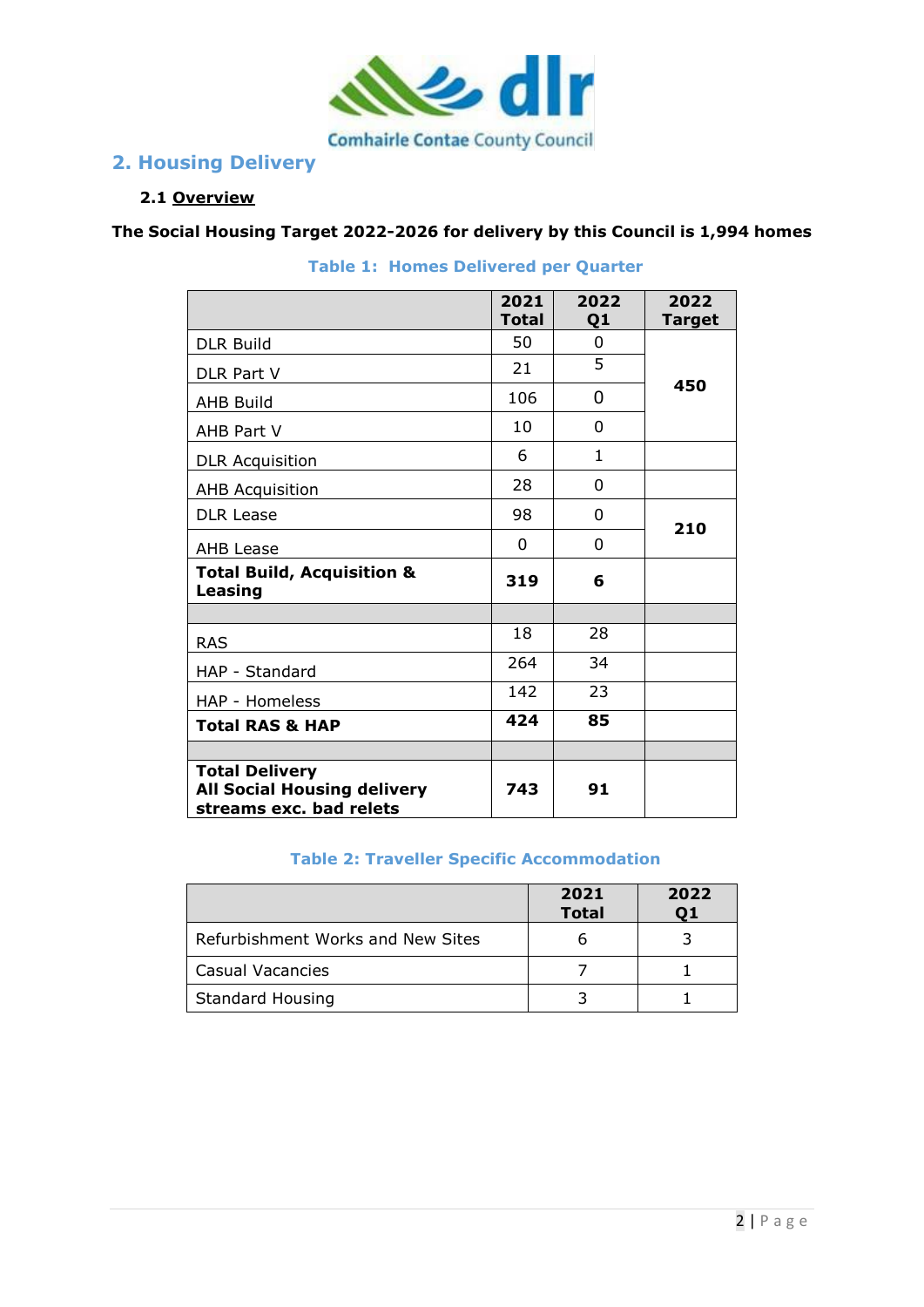## 2. Housing Delivery

### 2.1 Overview

**The Social Housing Target 2022-2026 for delivery by this Council is 1,994 homes**

**Table 1: Homes Delivered per Quarter**

| | 2021 Total | 2022 Q1 | 2022 Target |
|---|---|---|---|
| DLR Build | 50 | 0 | 450 |
| DLR Part V | 21 | 5 | |
| AHB Build | 106 | 0 | |
| AHB Part V | 10 | 0 | |
| DLR Acquisition | 6 | 1 | |
| AHB Acquisition | 28 | 0 | |
| DLR Lease | 98 | 0 | 210 |
| AHB Lease | 0 | 0 | |
| **Total Build, Acquisition & Leasing** | **319** | **6** | |
| | | | |
| RAS | 18 | 28 | |
| HAP - Standard | 264 | 34 | |
| HAP - Homeless | 142 | 23 | |
| **Total RAS & HAP** | **424** | **85** | |
| | | | |
| **Total Delivery All Social Housing delivery streams exc. bad relets** | **743** | **91** | |

**Table 2: Traveller Specific Accommodation**

| | 2021 Total | 2022 Q1 |
|---|---|---|
| Refurbishment Works and New Sites | 6 | 3 |
| Casual Vacancies | 7 | 1 |
| Standard Housing | 3 | 1 |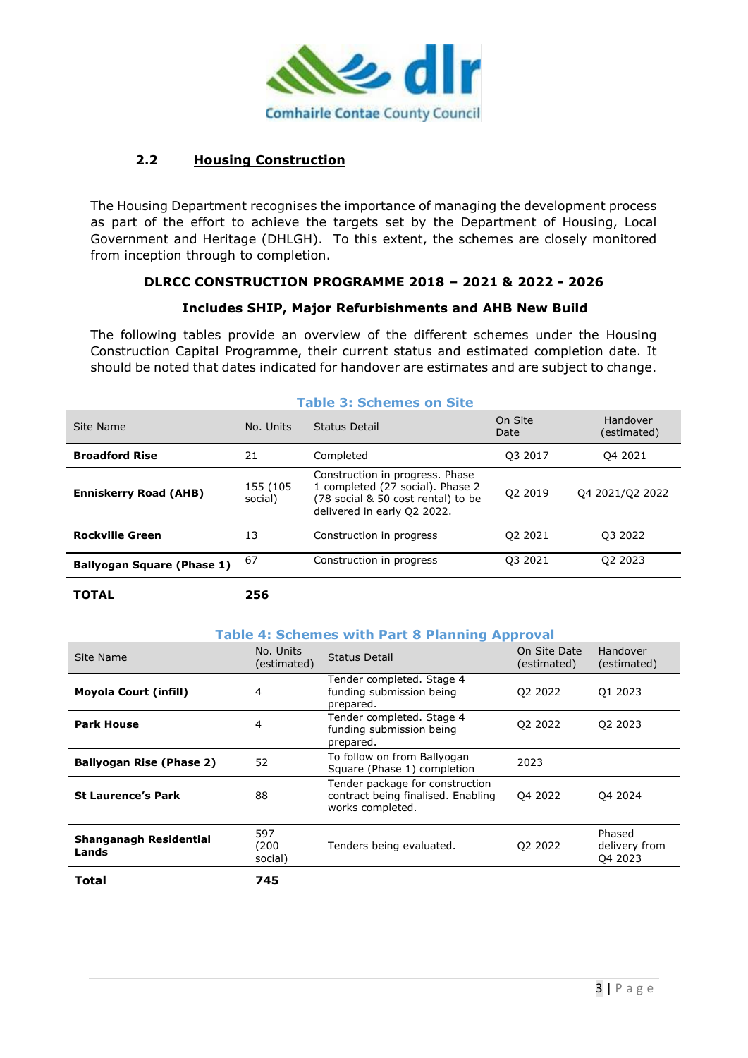## 2.2 Housing Construction

The Housing Department recognises the importance of managing the development process as part of the effort to achieve the targets set by the Department of Housing, Local Government and Heritage (DHLGH). To this extent, the schemes are closely monitored from inception through to completion.

**DLRCC CONSTRUCTION PROGRAMME 2018 – 2021 & 2022 - 2026**

**Includes SHIP, Major Refurbishments and AHB New Build**

The following tables provide an overview of the different schemes under the Housing Construction Capital Programme, their current status and estimated completion date. It should be noted that dates indicated for handover are estimates and are subject to change.

**Table 3: Schemes on Site**

| Site Name | No. Units | Status Detail | On Site Date | Handover (estimated) |
|---|---|---|---|---|
| **Broadford Rise** | 21 | Completed | Q3 2017 | Q4 2021 |
| **Enniskerry Road (AHB)** | 155 (105 social) | Construction in progress. Phase 1 completed (27 social). Phase 2 (78 social & 50 cost rental) to be delivered in early Q2 2022. | Q2 2019 | Q4 2021/Q2 2022 |
| **Rockville Green** | 13 | Construction in progress | Q2 2021 | Q3 2022 |
| **Ballyogan Square (Phase 1)** | 67 | Construction in progress | Q3 2021 | Q2 2023 |
| **TOTAL** | **256** | | | |

**Table 4: Schemes with Part 8 Planning Approval**

| Site Name | No. Units (estimated) | Status Detail | On Site Date (estimated) | Handover (estimated) |
|---|---|---|---|---|
| **Moyola Court (infill)** | 4 | Tender completed. Stage 4 funding submission being prepared. | Q2 2022 | Q1 2023 |
| **Park House** | 4 | Tender completed. Stage 4 funding submission being prepared. | Q2 2022 | Q2 2023 |
| **Ballyogan Rise (Phase 2)** | 52 | To follow on from Ballyogan Square (Phase 1) completion | 2023 | |
| **St Laurence's Park** | 88 | Tender package for construction contract being finalised. Enabling works completed. | Q4 2022 | Q4 2024 |
| **Shanganagh Residential Lands** | 597 (200 social) | Tenders being evaluated. | Q2 2022 | Phased delivery from Q4 2023 |
| **Total** | **745** | | | |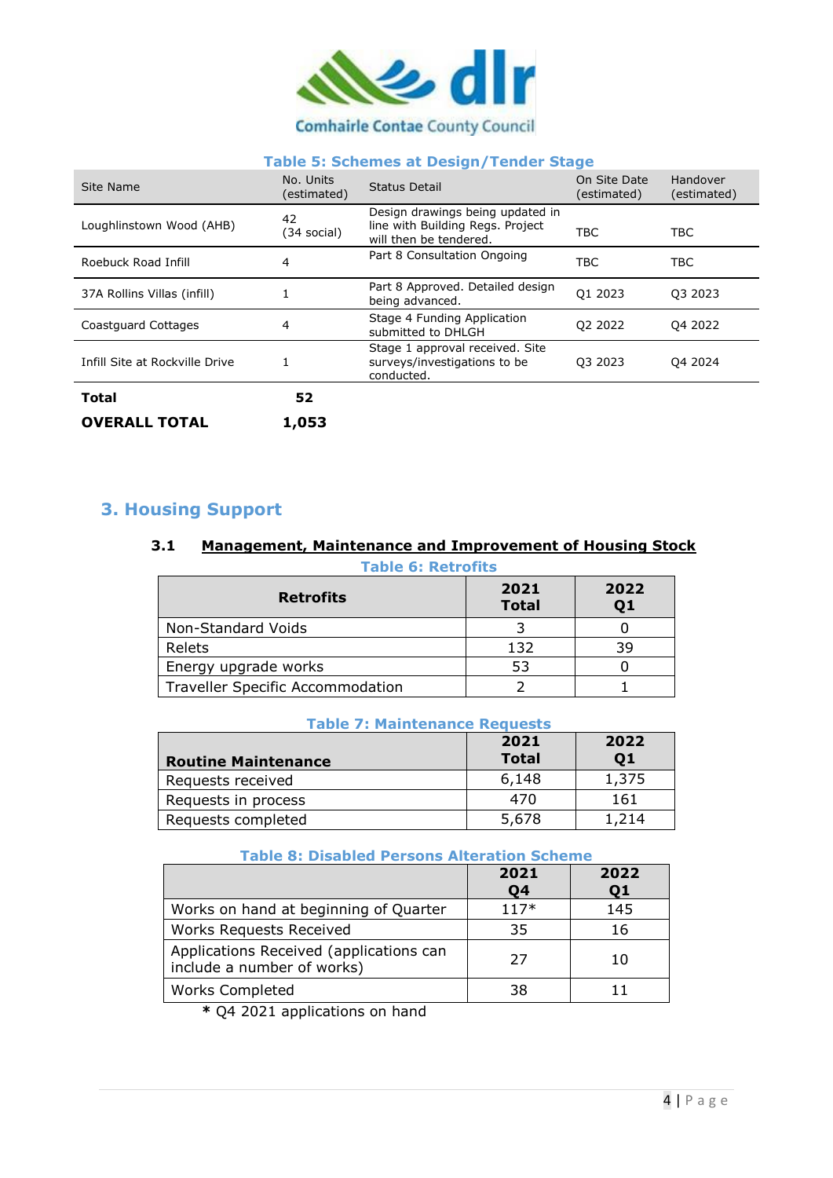**Table 5: Schemes at Design/Tender Stage**

| Site Name | No. Units (estimated) | Status Detail | On Site Date (estimated) | Handover (estimated) |
|---|---|---|---|---|
| Loughlinstown Wood (AHB) | 42 (34 social) | Design drawings being updated in line with Building Regs. Project will then be tendered. | TBC | TBC |
| Roebuck Road Infill | 4 | Part 8 Consultation Ongoing | TBC | TBC |
| 37A Rollins Villas (infill) | 1 | Part 8 Approved. Detailed design being advanced. | Q1 2023 | Q3 2023 |
| Coastguard Cottages | 4 | Stage 4 Funding Application submitted to DHLGH | Q2 2022 | Q4 2022 |
| Infill Site at Rockville Drive | 1 | Stage 1 approval received. Site surveys/investigations to be conducted. | Q3 2023 | Q4 2024 |
| **Total** | **52** | | | |
| **OVERALL TOTAL** | **1,053** | | | |

## 3. Housing Support

### 3.1 Management, Maintenance and Improvement of Housing Stock

**Table 6: Retrofits**

| Retrofits | 2021 Total | 2022 Q1 |
|---|---|---|
| Non-Standard Voids | 3 | 0 |
| Relets | 132 | 39 |
| Energy upgrade works | 53 | 0 |
| Traveller Specific Accommodation | 2 | 1 |

**Table 7: Maintenance Requests**

| Routine Maintenance | 2021 Total | 2022 Q1 |
|---|---|---|
| Requests received | 6,148 | 1,375 |
| Requests in process | 470 | 161 |
| Requests completed | 5,678 | 1,214 |

**Table 8: Disabled Persons Alteration Scheme**

| | 2021 Q4 | 2022 Q1 |
|---|---|---|
| Works on hand at beginning of Quarter | 117* | 145 |
| Works Requests Received | 35 | 16 |
| Applications Received (applications can include a number of works) | 27 | 10 |
| Works Completed | 38 | 11 |

**\*** Q4 2021 applications on hand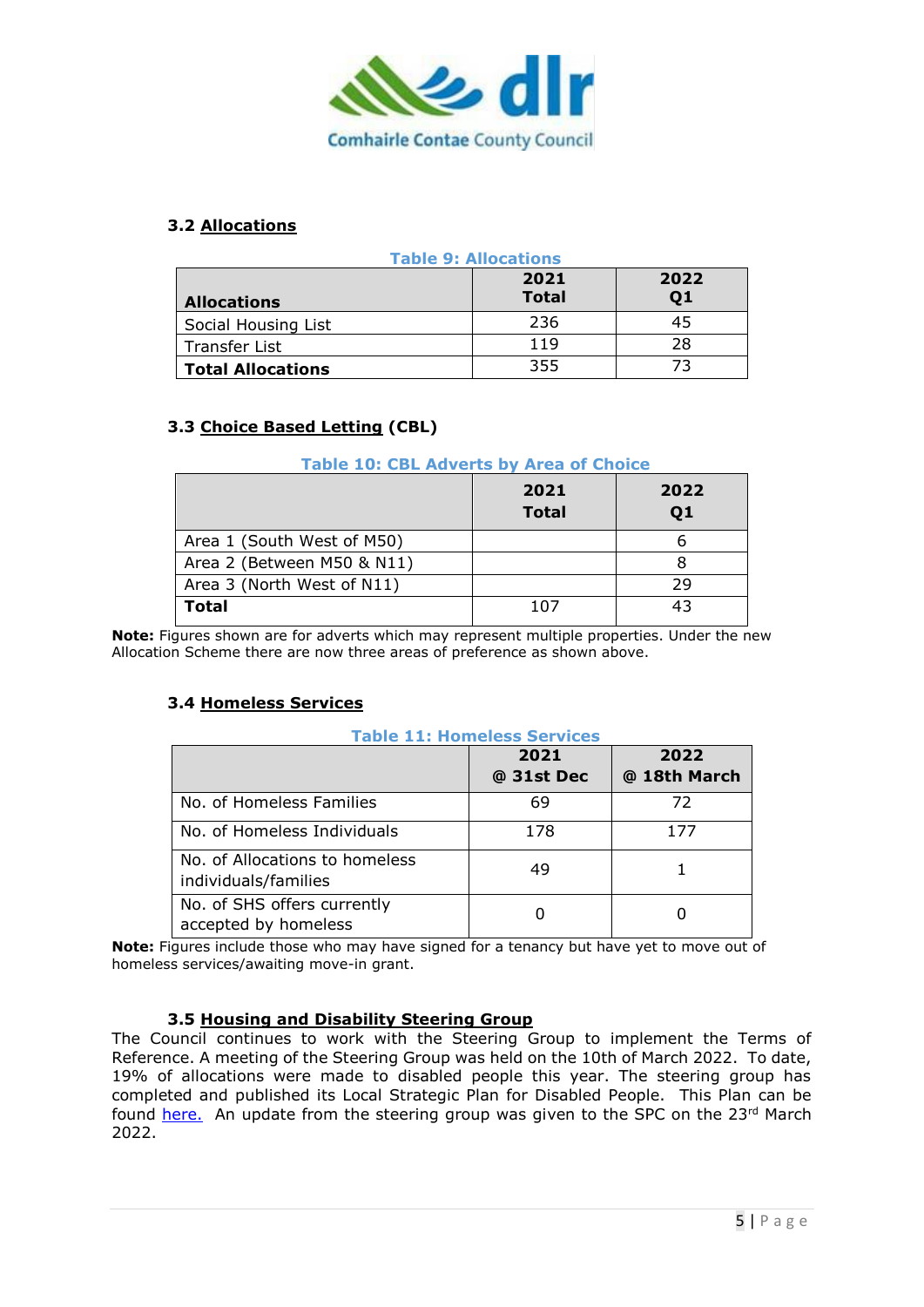### 3.2 Allocations

**Table 9: Allocations**

| **Allocations** | **2021 Total** | **2022 Q1** |
|---|---|---|
| Social Housing List | 236 | 45 |
| Transfer List | 119 | 28 |
| **Total Allocations** | 355 | 73 |

### 3.3 Choice Based Letting (CBL)

**Table 10: CBL Adverts by Area of Choice**

| | **2021 Total** | **2022 Q1** |
|---|---|---|
| Area 1 (South West of M50) | | 6 |
| Area 2 (Between M50 & N11) | | 8 |
| Area 3 (North West of N11) | | 29 |
| **Total** | 107 | 43 |

**Note:** Figures shown are for adverts which may represent multiple properties. Under the new Allocation Scheme there are now three areas of preference as shown above.

### 3.4 Homeless Services

**Table 11: Homeless Services**

| | **2021 @ 31st Dec** | **2022 @ 18th March** |
|---|---|---|
| No. of Homeless Families | 69 | 72 |
| No. of Homeless Individuals | 178 | 177 |
| No. of Allocations to homeless individuals/families | 49 | 1 |
| No. of SHS offers currently accepted by homeless | 0 | 0 |

**Note:** Figures include those who may have signed for a tenancy but have yet to move out of homeless services/awaiting move-in grant.

### 3.5 Housing and Disability Steering Group

The Council continues to work with the Steering Group to implement the Terms of Reference. A meeting of the Steering Group was held on the 10th of March 2022. To date, 19% of allocations were made to disabled people this year. The steering group has completed and published its Local Strategic Plan for Disabled People. This Plan can be found here. An update from the steering group was given to the SPC on the 23rd March 2022.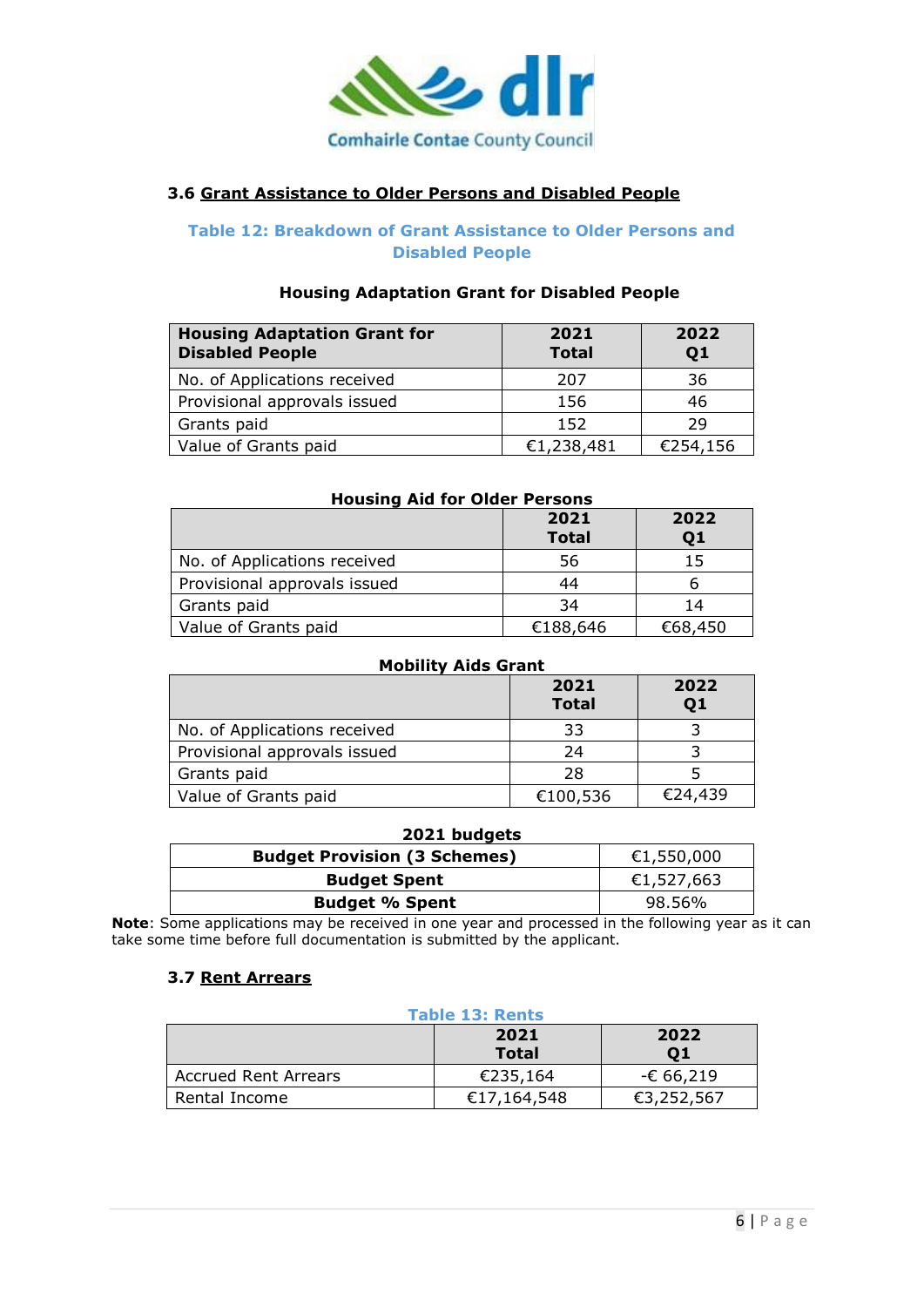### 3.6 Grant Assistance to Older Persons and Disabled People

**Table 12: Breakdown of Grant Assistance to Older Persons and Disabled People**

**Housing Adaptation Grant for Disabled People**

| Housing Adaptation Grant for Disabled People | 2021 Total | 2022 Q1 |
|---|---|---|
| No. of Applications received | 207 | 36 |
| Provisional approvals issued | 156 | 46 |
| Grants paid | 152 | 29 |
| Value of Grants paid | €1,238,481 | €254,156 |

**Housing Aid for Older Persons**

| | 2021 Total | 2022 Q1 |
|---|---|---|
| No. of Applications received | 56 | 15 |
| Provisional approvals issued | 44 | 6 |
| Grants paid | 34 | 14 |
| Value of Grants paid | €188,646 | €68,450 |

**Mobility Aids Grant**

| | 2021 Total | 2022 Q1 |
|---|---|---|
| No. of Applications received | 33 | 3 |
| Provisional approvals issued | 24 | 3 |
| Grants paid | 28 | 5 |
| Value of Grants paid | €100,536 | €24,439 |

**2021 budgets**

| | |
|---|---|
| **Budget Provision (3 Schemes)** | €1,550,000 |
| **Budget Spent** | €1,527,663 |
| **Budget % Spent** | 98.56% |

**Note**: Some applications may be received in one year and processed in the following year as it can take some time before full documentation is submitted by the applicant.

### 3.7 Rent Arrears

**Table 13: Rents**

| | 2021 Total | 2022 Q1 |
|---|---|---|
| Accrued Rent Arrears | €235,164 | -€ 66,219 |
| Rental Income | €17,164,548 | €3,252,567 |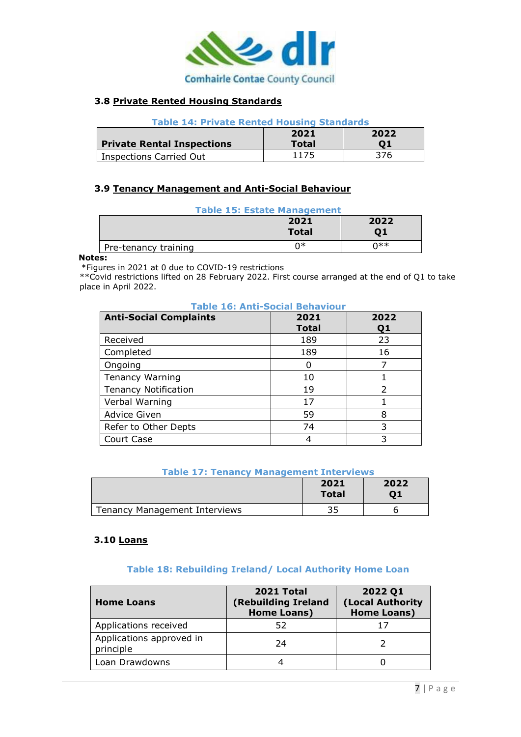### 3.8 Private Rented Housing Standards

**Table 14: Private Rented Housing Standards**

| Private Rental Inspections | 2021 Total | 2022 Q1 |
|---|---|---|
| Inspections Carried Out | 1175 | 376 |

### 3.9 Tenancy Management and Anti-Social Behaviour

**Table 15: Estate Management**

| | 2021 Total | 2022 Q1 |
|---|---|---|
| Pre-tenancy training | 0* | 0** |

**Notes:**

*Figures in 2021 at 0 due to COVID-19 restrictions

**Covid restrictions lifted on 28 February 2022. First course arranged at the end of Q1 to take place in April 2022.

**Table 16: Anti-Social Behaviour**

| Anti-Social Complaints | 2021 Total | 2022 Q1 |
|---|---|---|
| Received | 189 | 23 |
| Completed | 189 | 16 |
| Ongoing | 0 | 7 |
| Tenancy Warning | 10 | 1 |
| Tenancy Notification | 19 | 2 |
| Verbal Warning | 17 | 1 |
| Advice Given | 59 | 8 |
| Refer to Other Depts | 74 | 3 |
| Court Case | 4 | 3 |

**Table 17: Tenancy Management Interviews**

| | 2021 Total | 2022 Q1 |
|---|---|---|
| Tenancy Management Interviews | 35 | 6 |

### 3.10 Loans

**Table 18: Rebuilding Ireland/ Local Authority Home Loan**

| Home Loans | 2021 Total (Rebuilding Ireland Home Loans) | 2022 Q1 (Local Authority Home Loans) |
|---|---|---|
| Applications received | 52 | 17 |
| Applications approved in principle | 24 | 2 |
| Loan Drawdowns | 4 | 0 |